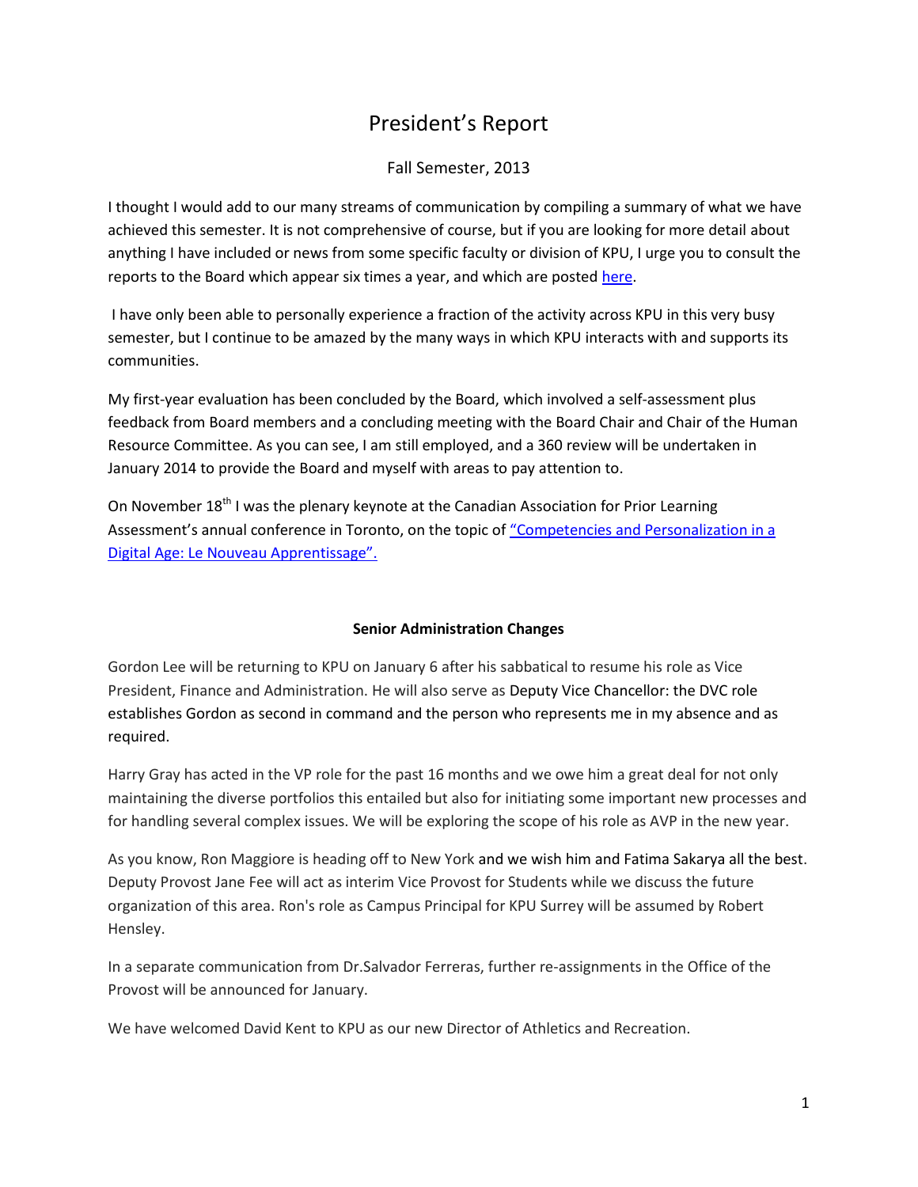# President's Report

Fall Semester, 2013

I thought I would add to our many streams of communication by compiling a summary of what we have achieved this semester. It is not comprehensive of course, but if you are looking for more detail about anything I have included or news from some specific faculty or division of KPU, I urge you to consult the reports to the Board which appear six times a year, and which are posted here.

I have only been able to personally experience a fraction of the activity across KPU in this very busy semester, but I continue to be amazed by the many ways in which KPU interacts with and supports its communities.

My first-year evaluation has been concluded by the Board, which involved a self-assessment plus feedback from Board members and a concluding meeting with the Board Chair and Chair of the Human Resource Committee. As you can see, I am still employed, and a 360 review will be undertaken in January 2014 to provide the Board and myself with areas to pay attention to.

On November 18th I was the plenary keynote at the Canadian Association for Prior Learning Assessment's annual conference in Toronto, on the topic of "Competencies and Personalization in a Digital Age: Le Nouveau Apprentissage".

## Senior Administration Changes

Gordon Lee will be returning to KPU on January 6 after his sabbatical to resume his role as Vice President, Finance and Administration. He will also serve as Deputy Vice Chancellor: the DVC role establishes Gordon as second in command and the person who represents me in my absence and as required.

Harry Gray has acted in the VP role for the past 16 months and we owe him a great deal for not only maintaining the diverse portfolios this entailed but also for initiating some important new processes and for handling several complex issues. We will be exploring the scope of his role as AVP in the new year.

As you know, Ron Maggiore is heading off to New York and we wish him and Fatima Sakarya all the best. Deputy Provost Jane Fee will act as interim Vice Provost for Students while we discuss the future organization of this area. Ron's role as Campus Principal for KPU Surrey will be assumed by Robert Hensley.

In a separate communication from Dr.Salvador Ferreras, further re-assignments in the Office of the Provost will be announced for January.

We have welcomed David Kent to KPU as our new Director of Athletics and Recreation.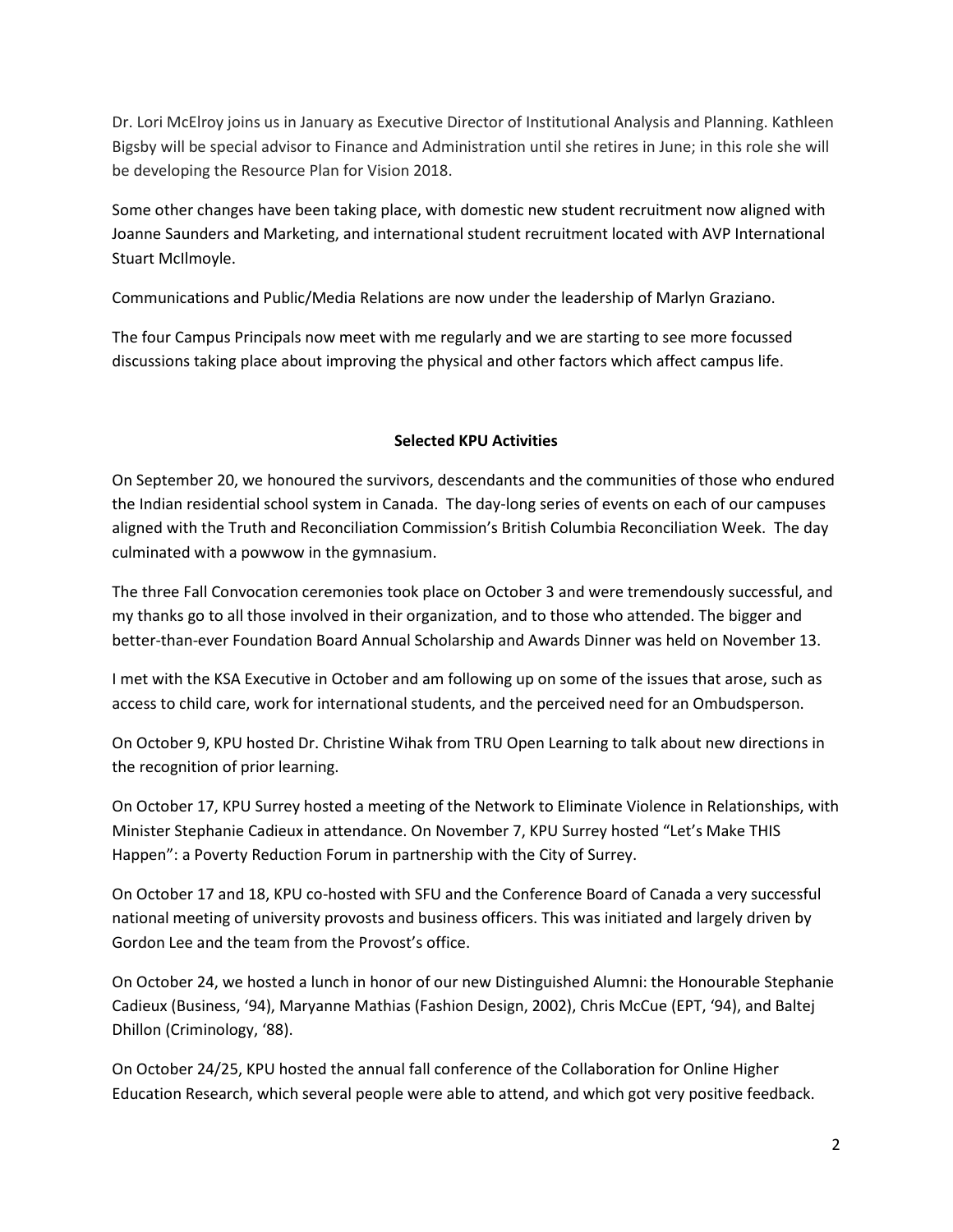Dr. Lori McElroy joins us in January as Executive Director of Institutional Analysis and Planning. Kathleen Bigsby will be special advisor to Finance and Administration until she retires in June; in this role she will be developing the Resource Plan for Vision 2018.

Some other changes have been taking place, with domestic new student recruitment now aligned with Joanne Saunders and Marketing, and international student recruitment located with AVP International Stuart McIlmoyle.

Communications and Public/Media Relations are now under the leadership of Marlyn Graziano.

The four Campus Principals now meet with me regularly and we are starting to see more focussed discussions taking place about improving the physical and other factors which affect campus life.

**Selected KPU Activities**

On September 20, we honoured the survivors, descendants and the communities of those who endured the Indian residential school system in Canada. The day-long series of events on each of our campuses aligned with the Truth and Reconciliation Commission's British Columbia Reconciliation Week. The day culminated with a powwow in the gymnasium.

The three Fall Convocation ceremonies took place on October 3 and were tremendously successful, and my thanks go to all those involved in their organization, and to those who attended. The bigger and better-than-ever Foundation Board Annual Scholarship and Awards Dinner was held on November 13.

I met with the KSA Executive in October and am following up on some of the issues that arose, such as access to child care, work for international students, and the perceived need for an Ombudsperson.

On October 9, KPU hosted Dr. Christine Wihak from TRU Open Learning to talk about new directions in the recognition of prior learning.

On October 17, KPU Surrey hosted a meeting of the Network to Eliminate Violence in Relationships, with Minister Stephanie Cadieux in attendance. On November 7, KPU Surrey hosted "Let's Make THIS Happen": a Poverty Reduction Forum in partnership with the City of Surrey.

On October 17 and 18, KPU co-hosted with SFU and the Conference Board of Canada a very successful national meeting of university provosts and business officers. This was initiated and largely driven by Gordon Lee and the team from the Provost's office.

On October 24, we hosted a lunch in honor of our new Distinguished Alumni: the Honourable Stephanie Cadieux (Business, '94), Maryanne Mathias (Fashion Design, 2002), Chris McCue (EPT, '94), and Baltej Dhillon (Criminology, '88).

On October 24/25, KPU hosted the annual fall conference of the Collaboration for Online Higher Education Research, which several people were able to attend, and which got very positive feedback.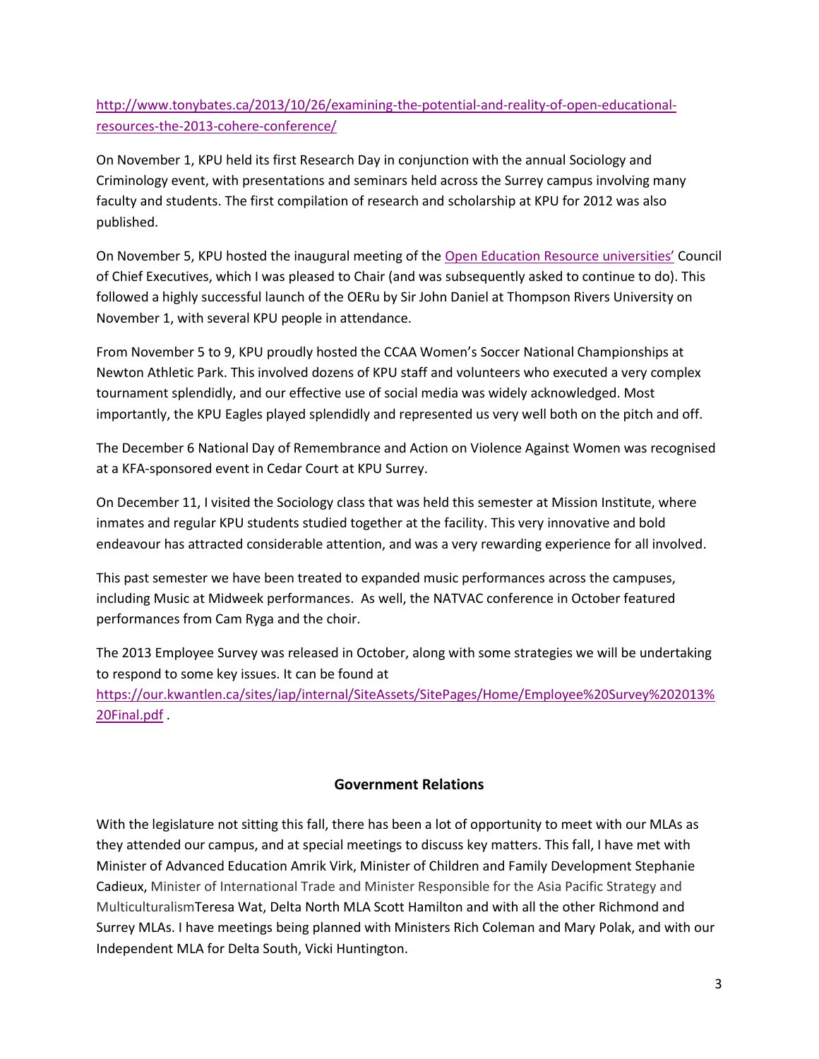http://www.tonybates.ca/2013/10/26/examining-the-potential-and-reality-of-open-educational-resources-the-2013-cohere-conference/

On November 1, KPU held its first Research Day in conjunction with the annual Sociology and Criminology event, with presentations and seminars held across the Surrey campus involving many faculty and students. The first compilation of research and scholarship at KPU for 2012 was also published.

On November 5, KPU hosted the inaugural meeting of the Open Education Resource universities' Council of Chief Executives, which I was pleased to Chair (and was subsequently asked to continue to do). This followed a highly successful launch of the OERu by Sir John Daniel at Thompson Rivers University on November 1, with several KPU people in attendance.

From November 5 to 9, KPU proudly hosted the CCAA Women's Soccer National Championships at Newton Athletic Park. This involved dozens of KPU staff and volunteers who executed a very complex tournament splendidly, and our effective use of social media was widely acknowledged. Most importantly, the KPU Eagles played splendidly and represented us very well both on the pitch and off.

The December 6 National Day of Remembrance and Action on Violence Against Women was recognised at a KFA-sponsored event in Cedar Court at KPU Surrey.

On December 11, I visited the Sociology class that was held this semester at Mission Institute, where inmates and regular KPU students studied together at the facility. This very innovative and bold endeavour has attracted considerable attention, and was a very rewarding experience for all involved.

This past semester we have been treated to expanded music performances across the campuses, including Music at Midweek performances. As well, the NATVAC conference in October featured performances from Cam Ryga and the choir.

The 2013 Employee Survey was released in October, along with some strategies we will be undertaking to respond to some key issues. It can be found at https://our.kwantlen.ca/sites/iap/internal/SiteAssets/SitePages/Home/Employee%20Survey%202013%20Final.pdf .

## Government Relations

With the legislature not sitting this fall, there has been a lot of opportunity to meet with our MLAs as they attended our campus, and at special meetings to discuss key matters. This fall, I have met with Minister of Advanced Education Amrik Virk, Minister of Children and Family Development Stephanie Cadieux, Minister of International Trade and Minister Responsible for the Asia Pacific Strategy and MulticulturalismTeresa Wat, Delta North MLA Scott Hamilton and with all the other Richmond and Surrey MLAs. I have meetings being planned with Ministers Rich Coleman and Mary Polak, and with our Independent MLA for Delta South, Vicki Huntington.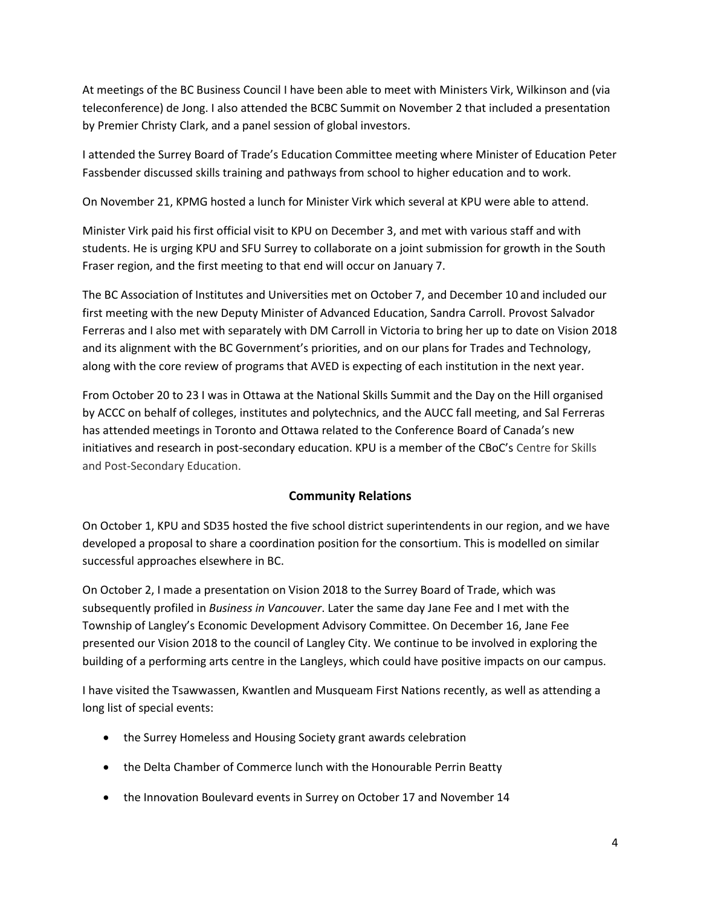At meetings of the BC Business Council I have been able to meet with Ministers Virk, Wilkinson and (via teleconference) de Jong. I also attended the BCBC Summit on November 2 that included a presentation by Premier Christy Clark, and a panel session of global investors.

I attended the Surrey Board of Trade's Education Committee meeting where Minister of Education Peter Fassbender discussed skills training and pathways from school to higher education and to work.

On November 21, KPMG hosted a lunch for Minister Virk which several at KPU were able to attend.

Minister Virk paid his first official visit to KPU on December 3, and met with various staff and with students. He is urging KPU and SFU Surrey to collaborate on a joint submission for growth in the South Fraser region, and the first meeting to that end will occur on January 7.

The BC Association of Institutes and Universities met on October 7, and December 10 and included our first meeting with the new Deputy Minister of Advanced Education, Sandra Carroll. Provost Salvador Ferreras and I also met with separately with DM Carroll in Victoria to bring her up to date on Vision 2018 and its alignment with the BC Government's priorities, and on our plans for Trades and Technology, along with the core review of programs that AVED is expecting of each institution in the next year.

From October 20 to 23 I was in Ottawa at the National Skills Summit and the Day on the Hill organised by ACCC on behalf of colleges, institutes and polytechnics, and the AUCC fall meeting, and Sal Ferreras has attended meetings in Toronto and Ottawa related to the Conference Board of Canada's new initiatives and research in post-secondary education. KPU is a member of the CBoC's Centre for Skills and Post-Secondary Education.

## Community Relations

On October 1, KPU and SD35 hosted the five school district superintendents in our region, and we have developed a proposal to share a coordination position for the consortium. This is modelled on similar successful approaches elsewhere in BC.

On October 2, I made a presentation on Vision 2018 to the Surrey Board of Trade, which was subsequently profiled in *Business in Vancouver*. Later the same day Jane Fee and I met with the Township of Langley's Economic Development Advisory Committee. On December 16, Jane Fee presented our Vision 2018 to the council of Langley City. We continue to be involved in exploring the building of a performing arts centre in the Langleys, which could have positive impacts on our campus.

I have visited the Tsawwassen, Kwantlen and Musqueam First Nations recently, as well as attending a long list of special events:

- the Surrey Homeless and Housing Society grant awards celebration
- the Delta Chamber of Commerce lunch with the Honourable Perrin Beatty
- the Innovation Boulevard events in Surrey on October 17 and November 14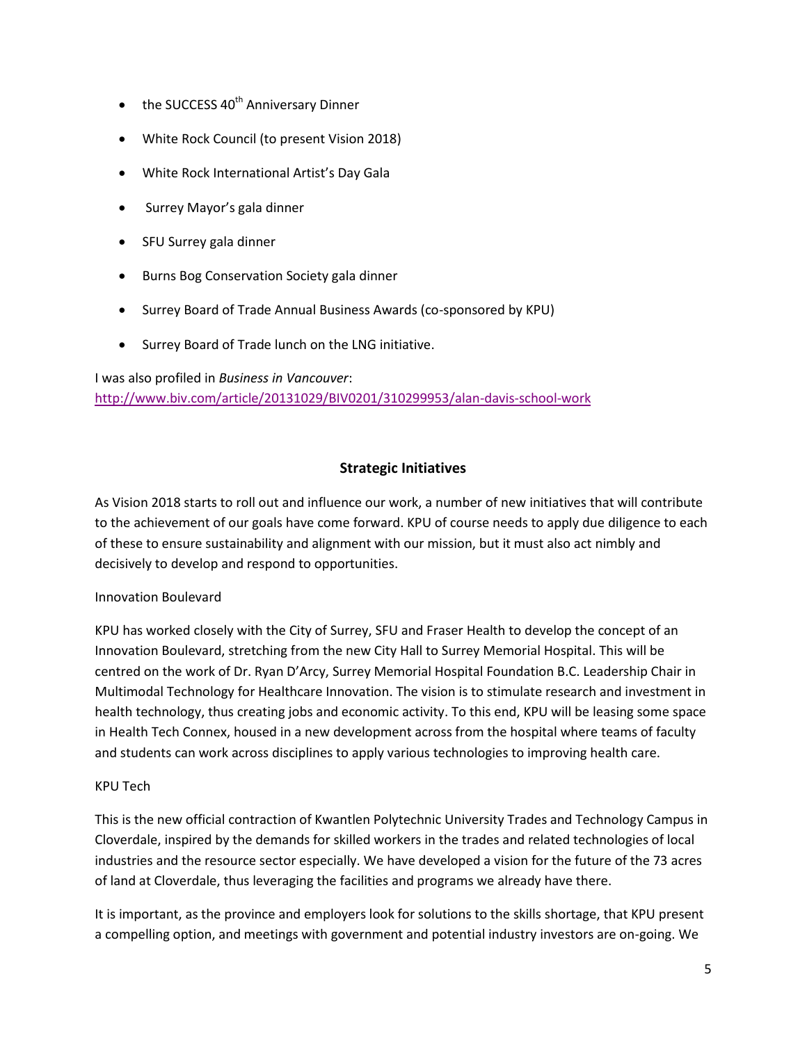- the SUCCESS 40th Anniversary Dinner
- White Rock Council (to present Vision 2018)
- White Rock International Artist's Day Gala
- Surrey Mayor's gala dinner
- SFU Surrey gala dinner
- Burns Bog Conservation Society gala dinner
- Surrey Board of Trade Annual Business Awards (co-sponsored by KPU)
- Surrey Board of Trade lunch on the LNG initiative.

I was also profiled in *Business in Vancouver*:
http://www.biv.com/article/20131029/BIV0201/310299953/alan-davis-school-work

## Strategic Initiatives

As Vision 2018 starts to roll out and influence our work, a number of new initiatives that will contribute to the achievement of our goals have come forward. KPU of course needs to apply due diligence to each of these to ensure sustainability and alignment with our mission, but it must also act nimbly and decisively to develop and respond to opportunities.

Innovation Boulevard

KPU has worked closely with the City of Surrey, SFU and Fraser Health to develop the concept of an Innovation Boulevard, stretching from the new City Hall to Surrey Memorial Hospital. This will be centred on the work of Dr. Ryan D'Arcy, Surrey Memorial Hospital Foundation B.C. Leadership Chair in Multimodal Technology for Healthcare Innovation. The vision is to stimulate research and investment in health technology, thus creating jobs and economic activity. To this end, KPU will be leasing some space in Health Tech Connex, housed in a new development across from the hospital where teams of faculty and students can work across disciplines to apply various technologies to improving health care.

KPU Tech

This is the new official contraction of Kwantlen Polytechnic University Trades and Technology Campus in Cloverdale, inspired by the demands for skilled workers in the trades and related technologies of local industries and the resource sector especially. We have developed a vision for the future of the 73 acres of land at Cloverdale, thus leveraging the facilities and programs we already have there.

It is important, as the province and employers look for solutions to the skills shortage, that KPU present a compelling option, and meetings with government and potential industry investors are on-going. We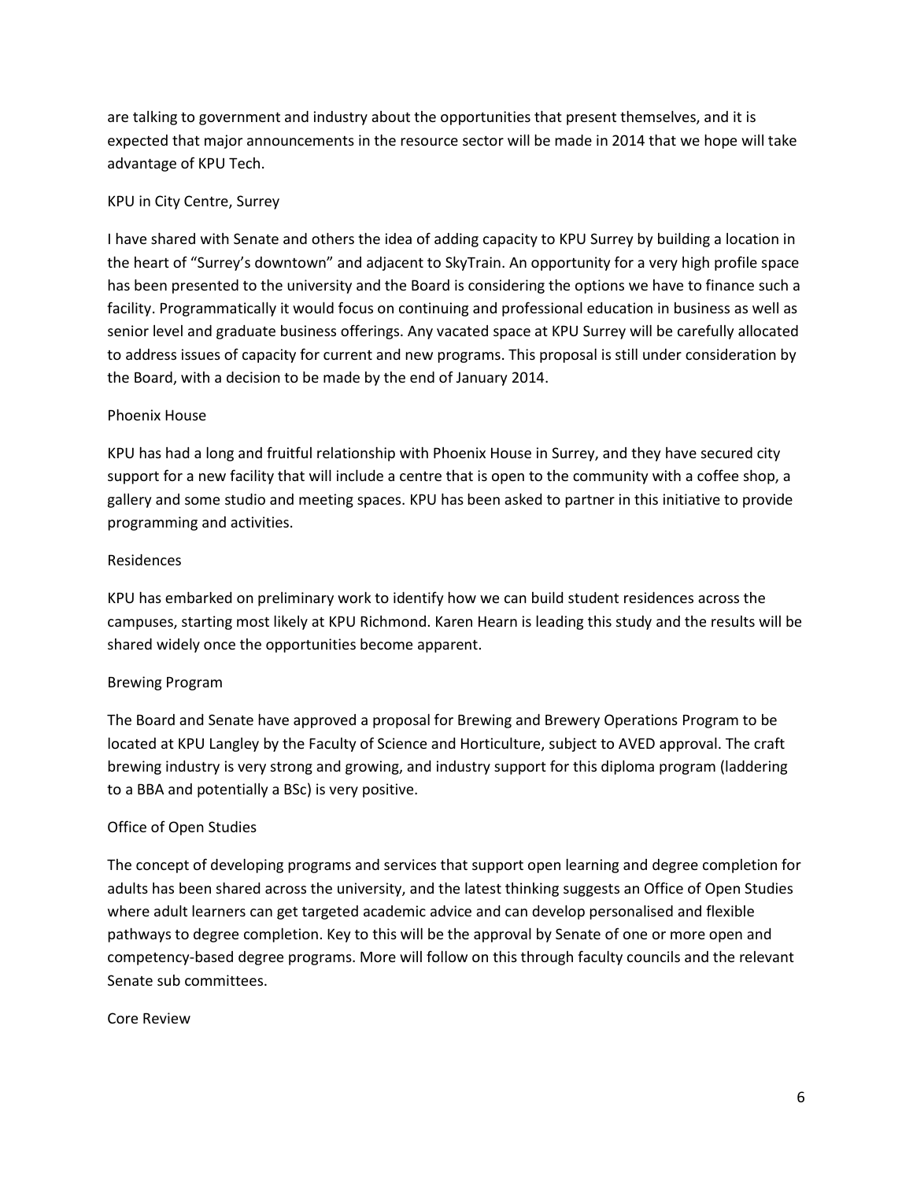are talking to government and industry about the opportunities that present themselves, and it is expected that major announcements in the resource sector will be made in 2014 that we hope will take advantage of KPU Tech.

### KPU in City Centre, Surrey

I have shared with Senate and others the idea of adding capacity to KPU Surrey by building a location in the heart of "Surrey's downtown" and adjacent to SkyTrain. An opportunity for a very high profile space has been presented to the university and the Board is considering the options we have to finance such a facility. Programmatically it would focus on continuing and professional education in business as well as senior level and graduate business offerings. Any vacated space at KPU Surrey will be carefully allocated to address issues of capacity for current and new programs. This proposal is still under consideration by the Board, with a decision to be made by the end of January 2014.

### Phoenix House

KPU has had a long and fruitful relationship with Phoenix House in Surrey, and they have secured city support for a new facility that will include a centre that is open to the community with a coffee shop, a gallery and some studio and meeting spaces. KPU has been asked to partner in this initiative to provide programming and activities.

### Residences

KPU has embarked on preliminary work to identify how we can build student residences across the campuses, starting most likely at KPU Richmond. Karen Hearn is leading this study and the results will be shared widely once the opportunities become apparent.

### Brewing Program

The Board and Senate have approved a proposal for Brewing and Brewery Operations Program to be located at KPU Langley by the Faculty of Science and Horticulture, subject to AVED approval. The craft brewing industry is very strong and growing, and industry support for this diploma program (laddering to a BBA and potentially a BSc) is very positive.

### Office of Open Studies

The concept of developing programs and services that support open learning and degree completion for adults has been shared across the university, and the latest thinking suggests an Office of Open Studies where adult learners can get targeted academic advice and can develop personalised and flexible pathways to degree completion. Key to this will be the approval by Senate of one or more open and competency-based degree programs. More will follow on this through faculty councils and the relevant Senate sub committees.

### Core Review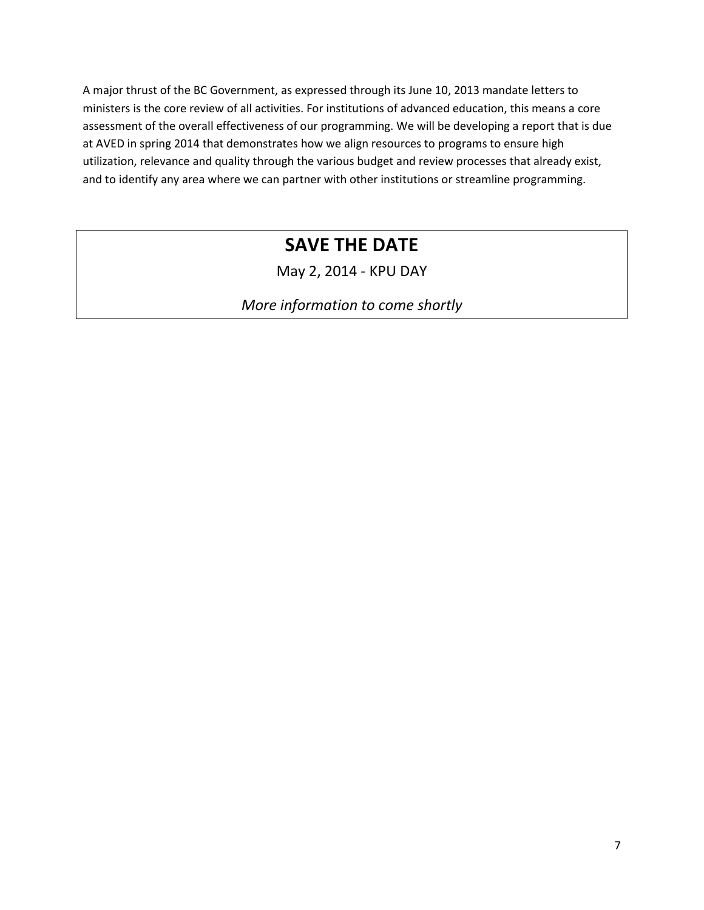A major thrust of the BC Government, as expressed through its June 10, 2013 mandate letters to ministers is the core review of all activities. For institutions of advanced education, this means a core assessment of the overall effectiveness of our programming. We will be developing a report that is due at AVED in spring 2014 that demonstrates how we align resources to programs to ensure high utilization, relevance and quality through the various budget and review processes that already exist, and to identify any area where we can partner with other institutions or streamline programming.

## SAVE THE DATE

May 2, 2014 - KPU DAY

*More information to come shortly*